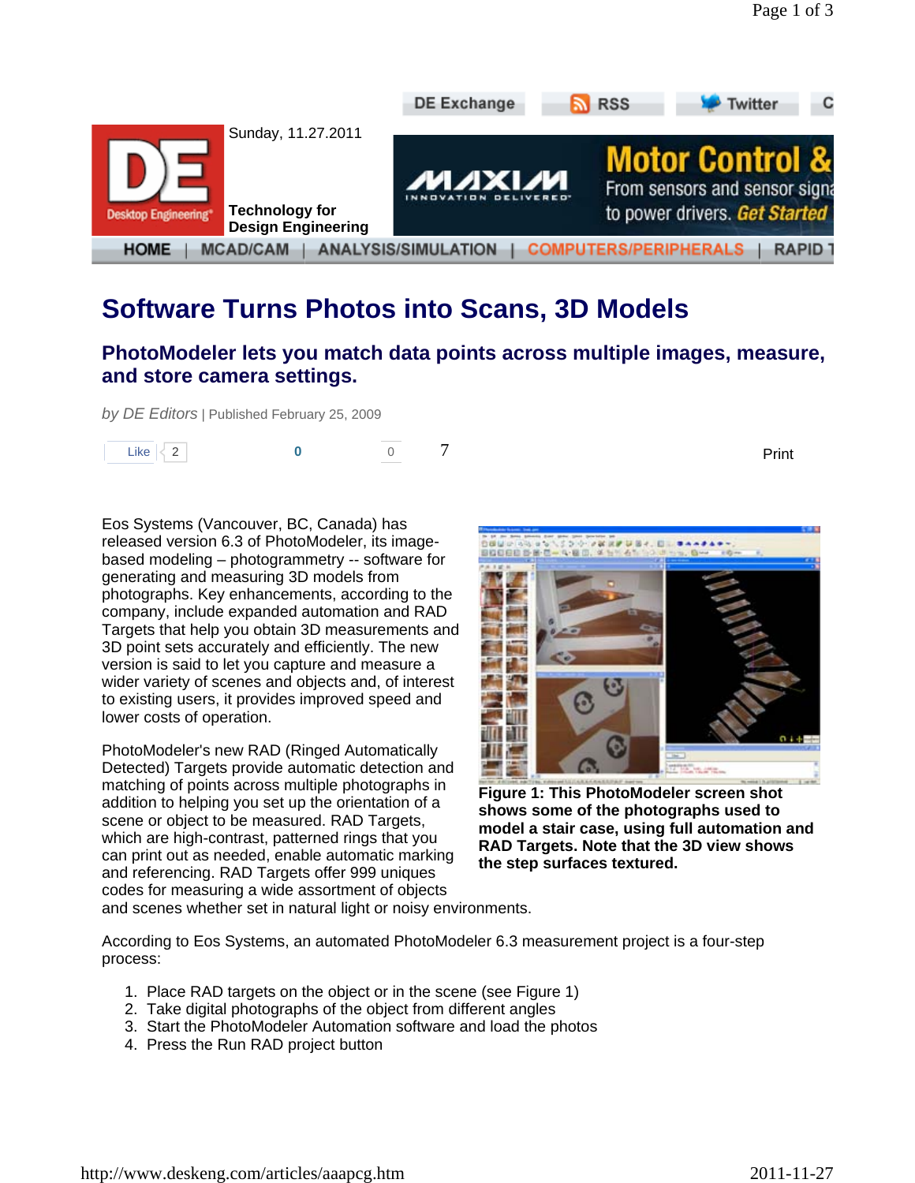# Software Turns Photos into Scans, 3D Models

## PhotoModeler lets you match data points across multiple images, measure, and store camera settings.

*by DE Editors* | Published February 25, 2009

Eos Systems (Vancouver, BC, Canada) has released version 6.3 of PhotoModeler, its image-based modeling – photogrammetry -- software for generating and measuring 3D models from photographs. Key enhancements, according to the company, include expanded automation and RAD Targets that help you obtain 3D measurements and 3D point sets accurately and efficiently. The new version is said to let you capture and measure a wider variety of scenes and objects and, of interest to existing users, it provides improved speed and lower costs of operation.

**Figure 1: This PhotoModeler screen shot shows some of the photographs used to model a stair case, using full automation and RAD Targets. Note that the 3D view shows the step surfaces textured.**

PhotoModeler's new RAD (Ringed Automatically Detected) Targets provide automatic detection and matching of points across multiple photographs in addition to helping you set up the orientation of a scene or object to be measured. RAD Targets, which are high-contrast, patterned rings that you can print out as needed, enable automatic marking and referencing. RAD Targets offer 999 uniques codes for measuring a wide assortment of objects and scenes whether set in natural light or noisy environments.

According to Eos Systems, an automated PhotoModeler 6.3 measurement project is a four-step process:

1. Place RAD targets on the object or in the scene (see Figure 1)
2. Take digital photographs of the object from different angles
3. Start the PhotoModeler Automation software and load the photos
4. Press the Run RAD project button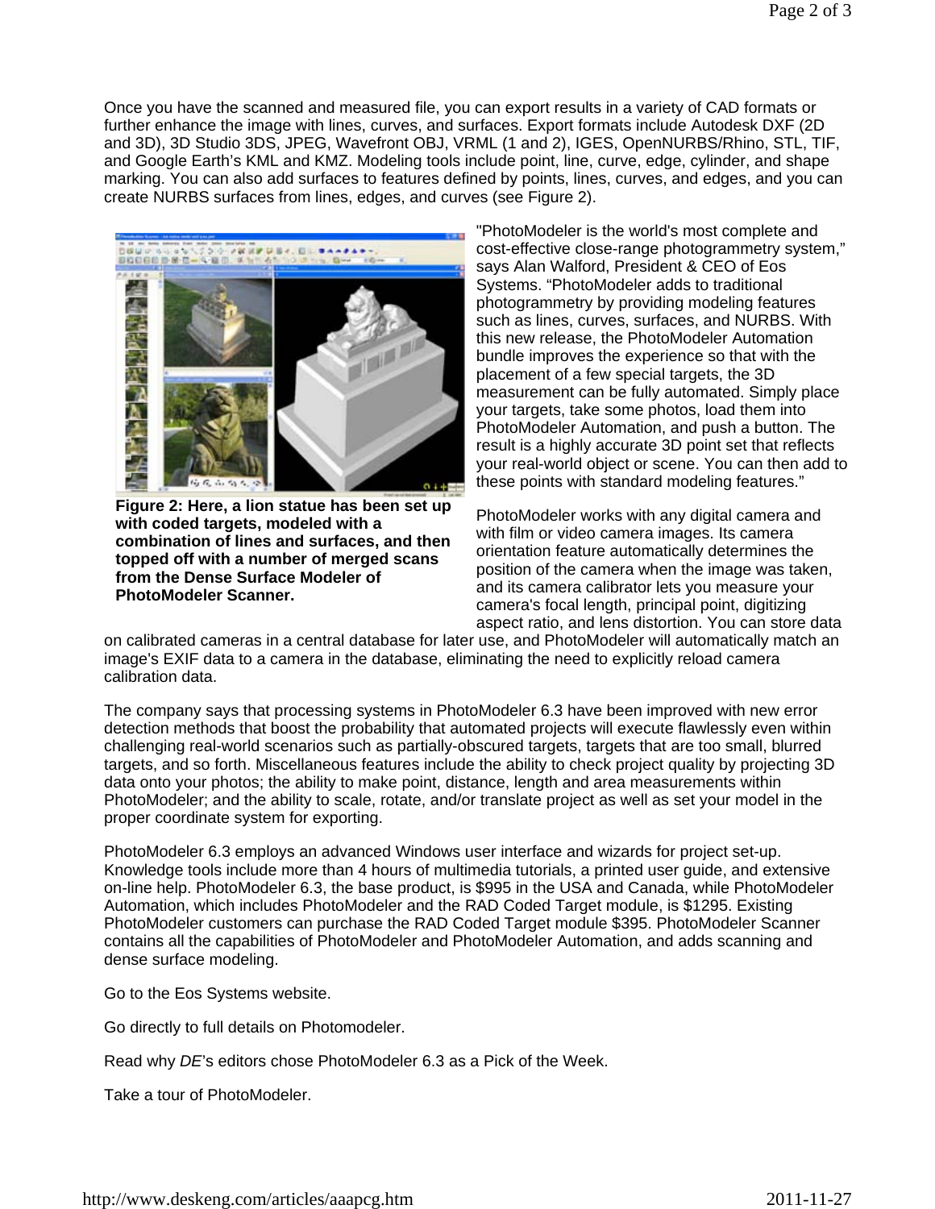Once you have the scanned and measured file, you can export results in a variety of CAD formats or further enhance the image with lines, curves, and surfaces. Export formats include Autodesk DXF (2D and 3D), 3D Studio 3DS, JPEG, Wavefront OBJ, VRML (1 and 2), IGES, OpenNURBS/Rhino, STL, TIF, and Google Earth's KML and KMZ. Modeling tools include point, line, curve, edge, cylinder, and shape marking. You can also add surfaces to features defined by points, lines, curves, and edges, and you can create NURBS surfaces from lines, edges, and curves (see Figure 2).

**Figure 2: Here, a lion statue has been set up with coded targets, modeled with a combination of lines and surfaces, and then topped off with a number of merged scans from the Dense Surface Modeler of PhotoModeler Scanner.**

"PhotoModeler is the world's most complete and cost-effective close-range photogrammetry system," says Alan Walford, President & CEO of Eos Systems. "PhotoModeler adds to traditional photogrammetry by providing modeling features such as lines, curves, surfaces, and NURBS. With this new release, the PhotoModeler Automation bundle improves the experience so that with the placement of a few special targets, the 3D measurement can be fully automated. Simply place your targets, take some photos, load them into PhotoModeler Automation, and push a button. The result is a highly accurate 3D point set that reflects your real-world object or scene. You can then add to these points with standard modeling features."

PhotoModeler works with any digital camera and with film or video camera images. Its camera orientation feature automatically determines the position of the camera when the image was taken, and its camera calibrator lets you measure your camera's focal length, principal point, digitizing aspect ratio, and lens distortion. You can store data on calibrated cameras in a central database for later use, and PhotoModeler will automatically match an image's EXIF data to a camera in the database, eliminating the need to explicitly reload camera calibration data.

The company says that processing systems in PhotoModeler 6.3 have been improved with new error detection methods that boost the probability that automated projects will execute flawlessly even within challenging real-world scenarios such as partially-obscured targets, targets that are too small, blurred targets, and so forth. Miscellaneous features include the ability to check project quality by projecting 3D data onto your photos; the ability to make point, distance, length and area measurements within PhotoModeler; and the ability to scale, rotate, and/or translate project as well as set your model in the proper coordinate system for exporting.

PhotoModeler 6.3 employs an advanced Windows user interface and wizards for project set-up. Knowledge tools include more than 4 hours of multimedia tutorials, a printed user guide, and extensive on-line help. PhotoModeler 6.3, the base product, is $995 in the USA and Canada, while PhotoModeler Automation, which includes PhotoModeler and the RAD Coded Target module, is $1295. Existing PhotoModeler customers can purchase the RAD Coded Target module $395. PhotoModeler Scanner contains all the capabilities of PhotoModeler and PhotoModeler Automation, and adds scanning and dense surface modeling.

Go to the Eos Systems website.

Go directly to full details on Photomodeler.

Read why *DE*'s editors chose PhotoModeler 6.3 as a Pick of the Week.

Take a tour of PhotoModeler.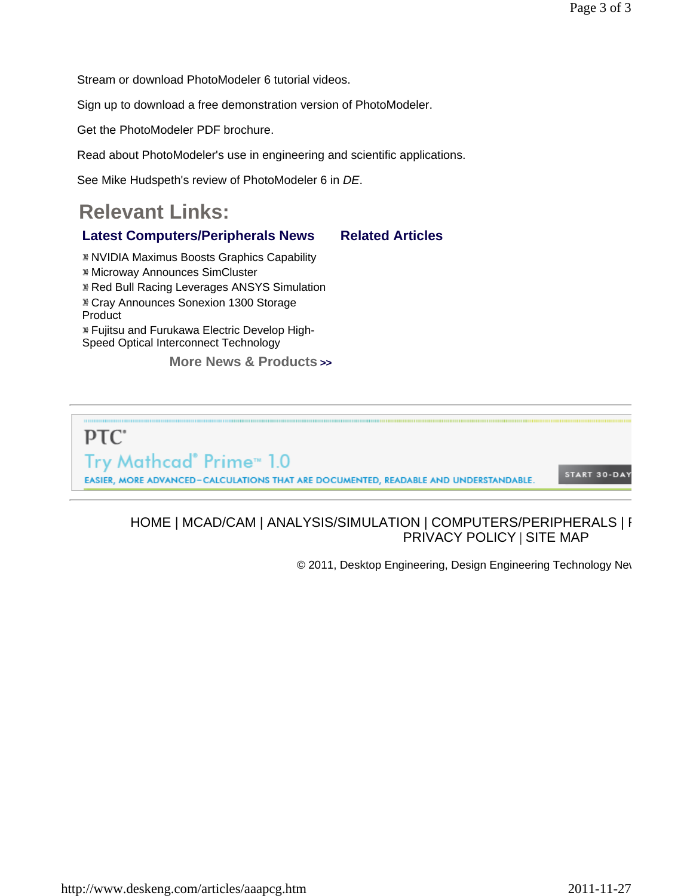Stream or download PhotoModeler 6 tutorial videos.

Sign up to download a free demonstration version of PhotoModeler.

Get the PhotoModeler PDF brochure.

Read about PhotoModeler's use in engineering and scientific applications.

See Mike Hudspeth's review of PhotoModeler 6 in *DE*.

## Relevant Links:

### Latest Computers/Peripherals News

- NVIDIA Maximus Boosts Graphics Capability
- Microway Announces SimCluster
- Red Bull Racing Leverages ANSYS Simulation
- Cray Announces Sonexion 1300 Storage Product
- Fujitsu and Furukawa Electric Develop High-Speed Optical Interconnect Technology

**More News & Products >>**

### Related Articles

PTC

Try Mathcad® Prime™ 1.0

EASIER, MORE ADVANCED–CALCULATIONS THAT ARE DOCUMENTED, READABLE AND UNDERSTANDABLE.

START 30-DAY

HOME | MCAD/CAM | ANALYSIS/SIMULATION | COMPUTERS/PERIPHERALS | F
PRIVACY POLICY | SITE MAP

© 2011, Desktop Engineering, Design Engineering Technology Ne